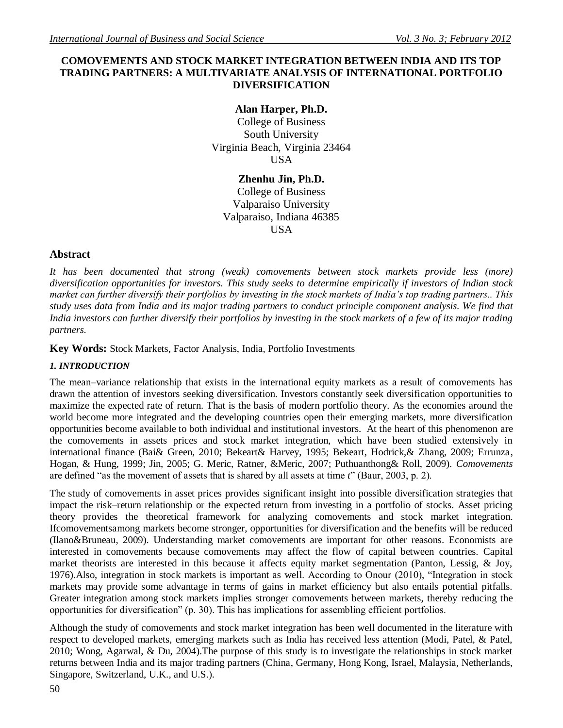# COMOVEMENTS AND STOCK MARKET INTEGRATION BETWEEN INDIA AND ITS TOP TRADING PARTNERS: A MULTIVARIATE ANALYSIS OF INTERNATIONAL PORTFOLIO DIVERSIFICATION

**Alan Harper, Ph.D.**
College of Business
South University
Virginia Beach, Virginia 23464
USA

**Zhenhu Jin, Ph.D.**
College of Business
Valparaiso University
Valparaiso, Indiana 46385
USA

## Abstract

*It has been documented that strong (weak) comovements between stock markets provide less (more) diversification opportunities for investors. This study seeks to determine empirically if investors of Indian stock market can further diversify their portfolios by investing in the stock markets of India's top trading partners.. This study uses data from India and its major trading partners to conduct principle component analysis. We find that India investors can further diversify their portfolios by investing in the stock markets of a few of its major trading partners.*

**Key Words:** Stock Markets, Factor Analysis, India, Portfolio Investments

### *1. INTRODUCTION*

The mean–variance relationship that exists in the international equity markets as a result of comovements has drawn the attention of investors seeking diversification. Investors constantly seek diversification opportunities to maximize the expected rate of return. That is the basis of modern portfolio theory. As the economies around the world become more integrated and the developing countries open their emerging markets, more diversification opportunities become available to both individual and institutional investors. At the heart of this phenomenon are the comovements in assets prices and stock market integration, which have been studied extensively in international finance (Bai& Green, 2010; Bekeart& Harvey, 1995; Bekeart, Hodrick,& Zhang, 2009; Errunza, Hogan, & Hung, 1999; Jin, 2005; G. Meric, Ratner, &Meric, 2007; Puthuanthong& Roll, 2009). *Comovements* are defined "as the movement of assets that is shared by all assets at time *t*" (Baur, 2003, p. 2).

The study of comovements in asset prices provides significant insight into possible diversification strategies that impact the risk–return relationship or the expected return from investing in a portfolio of stocks. Asset pricing theory provides the theoretical framework for analyzing comovements and stock market integration. Ifcomovementsamong markets become stronger, opportunities for diversification and the benefits will be reduced (Ilano&Bruneau, 2009). Understanding market comovements are important for other reasons. Economists are interested in comovements because comovements may affect the flow of capital between countries. Capital market theorists are interested in this because it affects equity market segmentation (Panton, Lessig, & Joy, 1976).Also, integration in stock markets is important as well. According to Onour (2010), "Integration in stock markets may provide some advantage in terms of gains in market efficiency but also entails potential pitfalls. Greater integration among stock markets implies stronger comovements between markets, thereby reducing the opportunities for diversification" (p. 30). This has implications for assembling efficient portfolios.

Although the study of comovements and stock market integration has been well documented in the literature with respect to developed markets, emerging markets such as India has received less attention (Modi, Patel, & Patel, 2010; Wong, Agarwal, & Du, 2004).The purpose of this study is to investigate the relationships in stock market returns between India and its major trading partners (China, Germany, Hong Kong, Israel, Malaysia, Netherlands, Singapore, Switzerland, U.K., and U.S.).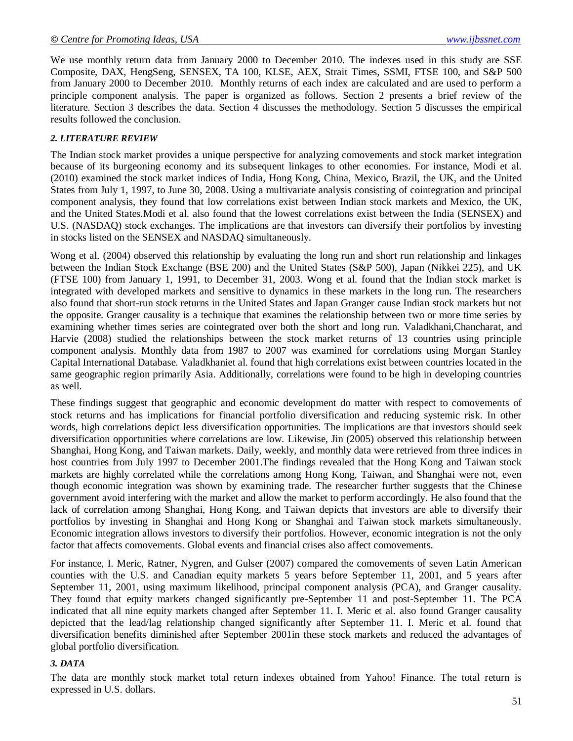We use monthly return data from January 2000 to December 2010. The indexes used in this study are SSE Composite, DAX, HengSeng, SENSEX, TA 100, KLSE, AEX, Strait Times, SSMI, FTSE 100, and S&P 500 from January 2000 to December 2010. Monthly returns of each index are calculated and are used to perform a principle component analysis. The paper is organized as follows. Section 2 presents a brief review of the literature. Section 3 describes the data. Section 4 discusses the methodology. Section 5 discusses the empirical results followed the conclusion.

### *2. LITERATURE REVIEW*

The Indian stock market provides a unique perspective for analyzing comovements and stock market integration because of its burgeoning economy and its subsequent linkages to other economies. For instance, Modi et al. (2010) examined the stock market indices of India, Hong Kong, China, Mexico, Brazil, the UK, and the United States from July 1, 1997, to June 30, 2008. Using a multivariate analysis consisting of cointegration and principal component analysis, they found that low correlations exist between Indian stock markets and Mexico, the UK, and the United States.Modi et al. also found that the lowest correlations exist between the India (SENSEX) and U.S. (NASDAQ) stock exchanges. The implications are that investors can diversify their portfolios by investing in stocks listed on the SENSEX and NASDAQ simultaneously.

Wong et al. (2004) observed this relationship by evaluating the long run and short run relationship and linkages between the Indian Stock Exchange (BSE 200) and the United States (S&P 500), Japan (Nikkei 225), and UK (FTSE 100) from January 1, 1991, to December 31, 2003. Wong et al. found that the Indian stock market is integrated with developed markets and sensitive to dynamics in these markets in the long run. The researchers also found that short-run stock returns in the United States and Japan Granger cause Indian stock markets but not the opposite. Granger causality is a technique that examines the relationship between two or more time series by examining whether times series are cointegrated over both the short and long run. Valadkhani,Chancharat, and Harvie (2008) studied the relationships between the stock market returns of 13 countries using principle component analysis. Monthly data from 1987 to 2007 was examined for correlations using Morgan Stanley Capital International Database. Valadkhaniet al. found that high correlations exist between countries located in the same geographic region primarily Asia. Additionally, correlations were found to be high in developing countries as well.

These findings suggest that geographic and economic development do matter with respect to comovements of stock returns and has implications for financial portfolio diversification and reducing systemic risk. In other words, high correlations depict less diversification opportunities. The implications are that investors should seek diversification opportunities where correlations are low. Likewise, Jin (2005) observed this relationship between Shanghai, Hong Kong, and Taiwan markets. Daily, weekly, and monthly data were retrieved from three indices in host countries from July 1997 to December 2001.The findings revealed that the Hong Kong and Taiwan stock markets are highly correlated while the correlations among Hong Kong, Taiwan, and Shanghai were not, even though economic integration was shown by examining trade. The researcher further suggests that the Chinese government avoid interfering with the market and allow the market to perform accordingly. He also found that the lack of correlation among Shanghai, Hong Kong, and Taiwan depicts that investors are able to diversify their portfolios by investing in Shanghai and Hong Kong or Shanghai and Taiwan stock markets simultaneously. Economic integration allows investors to diversify their portfolios. However, economic integration is not the only factor that affects comovements. Global events and financial crises also affect comovements.

For instance, I. Meric, Ratner, Nygren, and Gulser (2007) compared the comovements of seven Latin American counties with the U.S. and Canadian equity markets 5 years before September 11, 2001, and 5 years after September 11, 2001, using maximum likelihood, principal component analysis (PCA), and Granger causality. They found that equity markets changed significantly pre-September 11 and post-September 11. The PCA indicated that all nine equity markets changed after September 11. I. Meric et al. also found Granger causality depicted that the lead/lag relationship changed significantly after September 11. I. Meric et al. found that diversification benefits diminished after September 2001in these stock markets and reduced the advantages of global portfolio diversification.

### *3. DATA*

The data are monthly stock market total return indexes obtained from Yahoo! Finance. The total return is expressed in U.S. dollars.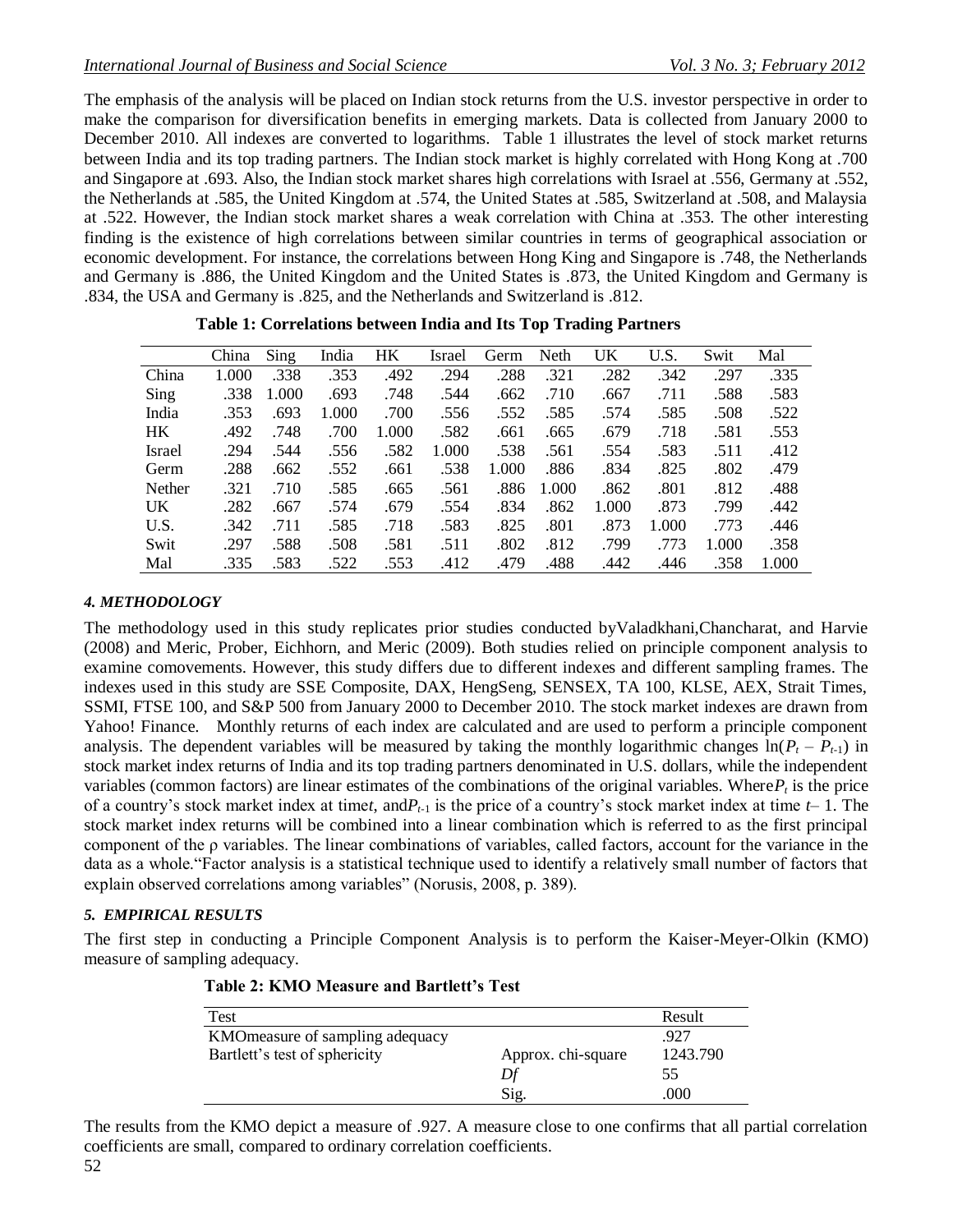The emphasis of the analysis will be placed on Indian stock returns from the U.S. investor perspective in order to make the comparison for diversification benefits in emerging markets. Data is collected from January 2000 to December 2010. All indexes are converted to logarithms. Table 1 illustrates the level of stock market returns between India and its top trading partners. The Indian stock market is highly correlated with Hong Kong at .700 and Singapore at .693. Also, the Indian stock market shares high correlations with Israel at .556, Germany at .552, the Netherlands at .585, the United Kingdom at .574, the United States at .585, Switzerland at .508, and Malaysia at .522. However, the Indian stock market shares a weak correlation with China at .353. The other interesting finding is the existence of high correlations between similar countries in terms of geographical association or economic development. For instance, the correlations between Hong King and Singapore is .748, the Netherlands and Germany is .886, the United Kingdom and the United States is .873, the United Kingdom and Germany is .834, the USA and Germany is .825, and the Netherlands and Switzerland is .812.

**Table 1: Correlations between India and Its Top Trading Partners**

| | China | Sing | India | HK | Israel | Germ | Neth | UK | U.S. | Swit | Mal |
|---|---|---|---|---|---|---|---|---|---|---|---|
| China | 1.000 | .338 | .353 | .492 | .294 | .288 | .321 | .282 | .342 | .297 | .335 |
| Sing | .338 | 1.000 | .693 | .748 | .544 | .662 | .710 | .667 | .711 | .588 | .583 |
| India | .353 | .693 | 1.000 | .700 | .556 | .552 | .585 | .574 | .585 | .508 | .522 |
| HK | .492 | .748 | .700 | 1.000 | .582 | .661 | .665 | .679 | .718 | .581 | .553 |
| Israel | .294 | .544 | .556 | .582 | 1.000 | .538 | .561 | .554 | .583 | .511 | .412 |
| Germ | .288 | .662 | .552 | .661 | .538 | 1.000 | .886 | .834 | .825 | .802 | .479 |
| Nether | .321 | .710 | .585 | .665 | .561 | .886 | 1.000 | .862 | .801 | .812 | .488 |
| UK | .282 | .667 | .574 | .679 | .554 | .834 | .862 | 1.000 | .873 | .799 | .442 |
| U.S. | .342 | .711 | .585 | .718 | .583 | .825 | .801 | .873 | 1.000 | .773 | .446 |
| Swit | .297 | .588 | .508 | .581 | .511 | .802 | .812 | .799 | .773 | 1.000 | .358 |
| Mal | .335 | .583 | .522 | .553 | .412 | .479 | .488 | .442 | .446 | .358 | 1.000 |

### *4. METHODOLOGY*

The methodology used in this study replicates prior studies conducted byValadkhani,Chancharat, and Harvie (2008) and Meric, Prober, Eichhorn, and Meric (2009). Both studies relied on principle component analysis to examine comovements. However, this study differs due to different indexes and different sampling frames. The indexes used in this study are SSE Composite, DAX, HengSeng, SENSEX, TA 100, KLSE, AEX, Strait Times, SSMI, FTSE 100, and S&P 500 from January 2000 to December 2010. The stock market indexes are drawn from Yahoo! Finance. Monthly returns of each index are calculated and are used to perform a principle component analysis. The dependent variables will be measured by taking the monthly logarithmic changes $\ln(P_t - P_{t-1})$ in stock market index returns of India and its top trading partners denominated in U.S. dollars, while the independent variables (common factors) are linear estimates of the combinations of the original variables. Where$P_t$ is the price of a country's stock market index at time$t$, and$P_{t-1}$ is the price of a country's stock market index at time $t-1$. The stock market index returns will be combined into a linear combination which is referred to as the first principal component of the ρ variables. The linear combinations of variables, called factors, account for the variance in the data as a whole."Factor analysis is a statistical technique used to identify a relatively small number of factors that explain observed correlations among variables" (Norusis, 2008, p. 389).

### *5. EMPIRICAL RESULTS*

The first step in conducting a Principle Component Analysis is to perform the Kaiser-Meyer-Olkin (KMO) measure of sampling adequacy.

**Table 2: KMO Measure and Bartlett's Test**

| Test | | Result |
|---|---|---|
| KMOmeasure of sampling adequacy | | .927 |
| Bartlett's test of sphericity | Approx. chi-square | 1243.790 |
| | *Df* | 55 |
| | Sig. | .000 |

The results from the KMO depict a measure of .927. A measure close to one confirms that all partial correlation coefficients are small, compared to ordinary correlation coefficients.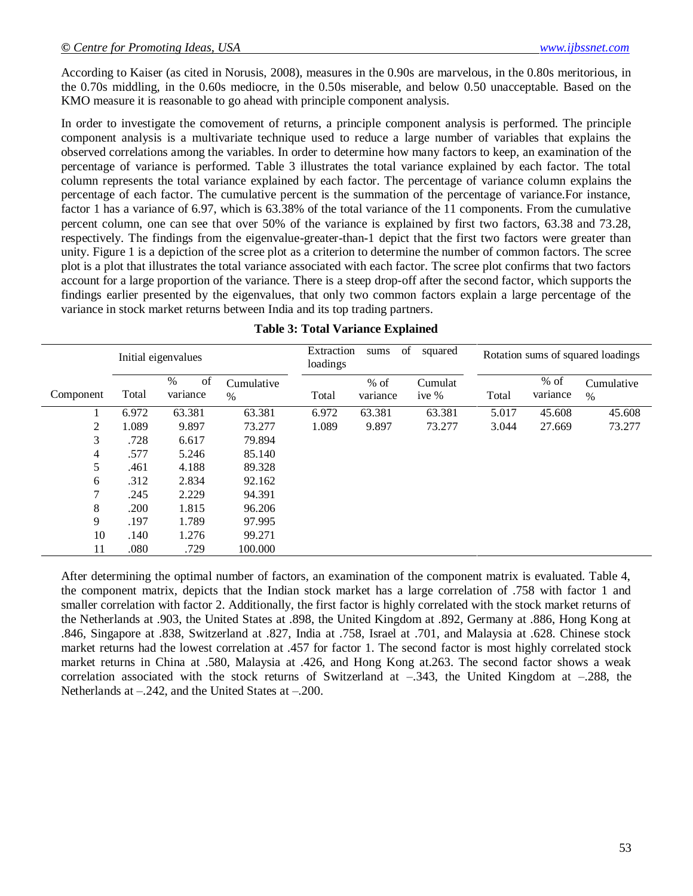According to Kaiser (as cited in Norusis, 2008), measures in the 0.90s are marvelous, in the 0.80s meritorious, in the 0.70s middling, in the 0.60s mediocre, in the 0.50s miserable, and below 0.50 unacceptable. Based on the KMO measure it is reasonable to go ahead with principle component analysis.

In order to investigate the comovement of returns, a principle component analysis is performed. The principle component analysis is a multivariate technique used to reduce a large number of variables that explains the observed correlations among the variables. In order to determine how many factors to keep, an examination of the percentage of variance is performed. Table 3 illustrates the total variance explained by each factor. The total column represents the total variance explained by each factor. The percentage of variance column explains the percentage of each factor. The cumulative percent is the summation of the percentage of variance.For instance, factor 1 has a variance of 6.97, which is 63.38% of the total variance of the 11 components. From the cumulative percent column, one can see that over 50% of the variance is explained by first two factors, 63.38 and 73.28, respectively. The findings from the eigenvalue-greater-than-1 depict that the first two factors were greater than unity. Figure 1 is a depiction of the scree plot as a criterion to determine the number of common factors. The scree plot is a plot that illustrates the total variance associated with each factor. The scree plot confirms that two factors account for a large proportion of the variance. There is a steep drop-off after the second factor, which supports the findings earlier presented by the eigenvalues, that only two common factors explain a large percentage of the variance in stock market returns between India and its top trading partners.

**Table 3: Total Variance Explained**

| | Initial eigenvalues | | | Extraction sums of squared loadings | | | Rotation sums of squared loadings | | |
|---|---|---|---|---|---|---|---|---|---|
| Component | Total | % of variance | Cumulative % | Total | % of variance | Cumulative % | Total | % of variance | Cumulative % |
| 1 | 6.972 | 63.381 | 63.381 | 6.972 | 63.381 | 63.381 | 5.017 | 45.608 | 45.608 |
| 2 | 1.089 | 9.897 | 73.277 | 1.089 | 9.897 | 73.277 | 3.044 | 27.669 | 73.277 |
| 3 | .728 | 6.617 | 79.894 | | | | | | |
| 4 | .577 | 5.246 | 85.140 | | | | | | |
| 5 | .461 | 4.188 | 89.328 | | | | | | |
| 6 | .312 | 2.834 | 92.162 | | | | | | |
| 7 | .245 | 2.229 | 94.391 | | | | | | |
| 8 | .200 | 1.815 | 96.206 | | | | | | |
| 9 | .197 | 1.789 | 97.995 | | | | | | |
| 10 | .140 | 1.276 | 99.271 | | | | | | |
| 11 | .080 | .729 | 100.000 | | | | | | |

After determining the optimal number of factors, an examination of the component matrix is evaluated. Table 4, the component matrix, depicts that the Indian stock market has a large correlation of .758 with factor 1 and smaller correlation with factor 2. Additionally, the first factor is highly correlated with the stock market returns of the Netherlands at .903, the United States at .898, the United Kingdom at .892, Germany at .886, Hong Kong at .846, Singapore at .838, Switzerland at .827, India at .758, Israel at .701, and Malaysia at .628. Chinese stock market returns had the lowest correlation at .457 for factor 1. The second factor is most highly correlated stock market returns in China at .580, Malaysia at .426, and Hong Kong at.263. The second factor shows a weak correlation associated with the stock returns of Switzerland at –.343, the United Kingdom at –.288, the Netherlands at –.242, and the United States at –.200.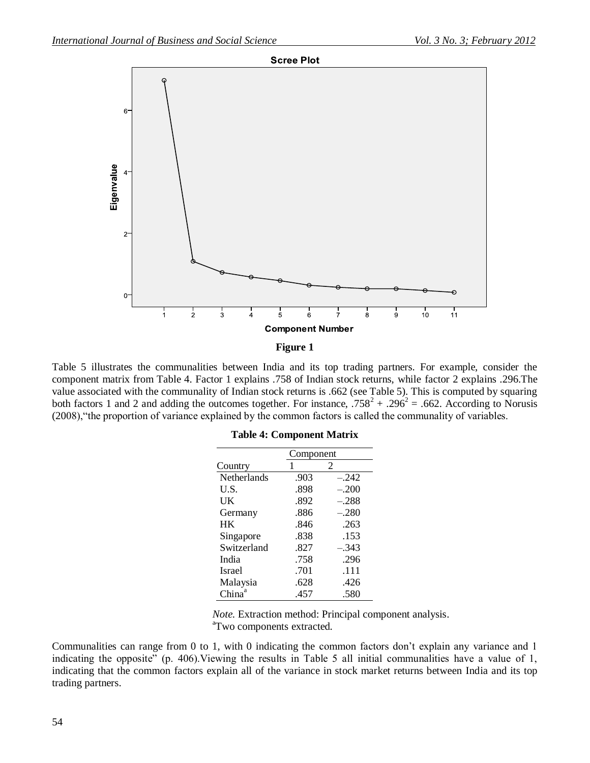**Figure 1**

Table 5 illustrates the communalities between India and its top trading partners. For example, consider the component matrix from Table 4. Factor 1 explains .758 of Indian stock returns, while factor 2 explains .296.The value associated with the communality of Indian stock returns is .662 (see Table 5). This is computed by squaring both factors 1 and 2 and adding the outcomes together. For instance, $.758^2 + .296^2 = .662$. According to Norusis (2008),"the proportion of variance explained by the common factors is called the communality of variables.

**Table 4: Component Matrix**

| Country | Component 1 | 2 |
|---|---|---|
| Netherlands | .903 | –.242 |
| U.S. | .898 | –.200 |
| UK | .892 | –.288 |
| Germany | .886 | –.280 |
| HK | .846 | .263 |
| Singapore | .838 | .153 |
| Switzerland | .827 | –.343 |
| India | .758 | .296 |
| Israel | .701 | .111 |
| Malaysia | .628 | .426 |
| China[a] | .457 | .580 |

*Note.* Extraction method: Principal component analysis.
[a]Two components extracted.

Communalities can range from 0 to 1, with 0 indicating the common factors don't explain any variance and 1 indicating the opposite" (p. 406).Viewing the results in Table 5 all initial communalities have a value of 1, indicating that the common factors explain all of the variance in stock market returns between India and its top trading partners.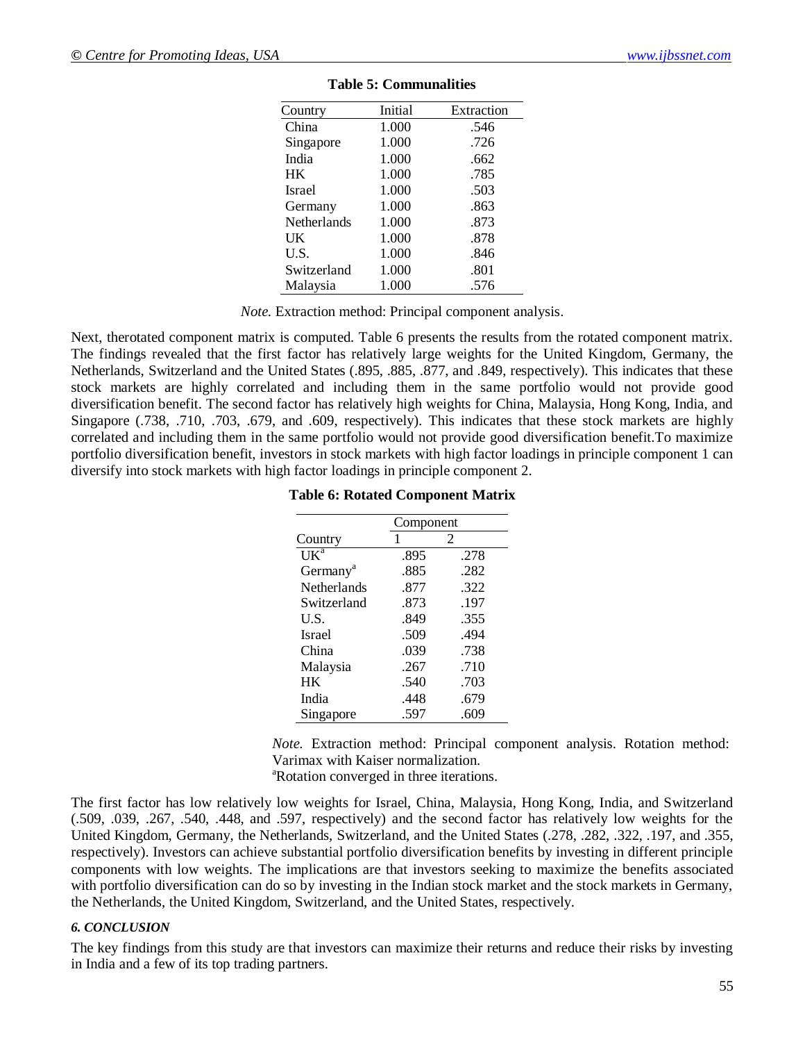**Table 5: Communalities**

| Country | Initial | Extraction |
|---|---|---|
| China | 1.000 | .546 |
| Singapore | 1.000 | .726 |
| India | 1.000 | .662 |
| HK | 1.000 | .785 |
| Israel | 1.000 | .503 |
| Germany | 1.000 | .863 |
| Netherlands | 1.000 | .873 |
| UK | 1.000 | .878 |
| U.S. | 1.000 | .846 |
| Switzerland | 1.000 | .801 |
| Malaysia | 1.000 | .576 |

*Note.* Extraction method: Principal component analysis.

Next, therotated component matrix is computed. Table 6 presents the results from the rotated component matrix. The findings revealed that the first factor has relatively large weights for the United Kingdom, Germany, the Netherlands, Switzerland and the United States (.895, .885, .877, and .849, respectively). This indicates that these stock markets are highly correlated and including them in the same portfolio would not provide good diversification benefit. The second factor has relatively high weights for China, Malaysia, Hong Kong, India, and Singapore (.738, .710, .703, .679, and .609, respectively). This indicates that these stock markets are highly correlated and including them in the same portfolio would not provide good diversification benefit.To maximize portfolio diversification benefit, investors in stock markets with high factor loadings in principle component 1 can diversify into stock markets with high factor loadings in principle component 2.

**Table 6: Rotated Component Matrix**

| | Component | |
|---|---|---|
| Country | 1 | 2 |
| UK[a] | .895 | .278 |
| Germany[a] | .885 | .282 |
| Netherlands | .877 | .322 |
| Switzerland | .873 | .197 |
| U.S. | .849 | .355 |
| Israel | .509 | .494 |
| China | .039 | .738 |
| Malaysia | .267 | .710 |
| HK | .540 | .703 |
| India | .448 | .679 |
| Singapore | .597 | .609 |

*Note.* Extraction method: Principal component analysis. Rotation method: Varimax with Kaiser normalization.
[a]Rotation converged in three iterations.

The first factor has low relatively low weights for Israel, China, Malaysia, Hong Kong, India, and Switzerland (.509, .039, .267, .540, .448, and .597, respectively) and the second factor has relatively low weights for the United Kingdom, Germany, the Netherlands, Switzerland, and the United States (.278, .282, .322, .197, and .355, respectively). Investors can achieve substantial portfolio diversification benefits by investing in different principle components with low weights. The implications are that investors seeking to maximize the benefits associated with portfolio diversification can do so by investing in the Indian stock market and the stock markets in Germany, the Netherlands, the United Kingdom, Switzerland, and the United States, respectively.

### *6. CONCLUSION*

The key findings from this study are that investors can maximize their returns and reduce their risks by investing in India and a few of its top trading partners.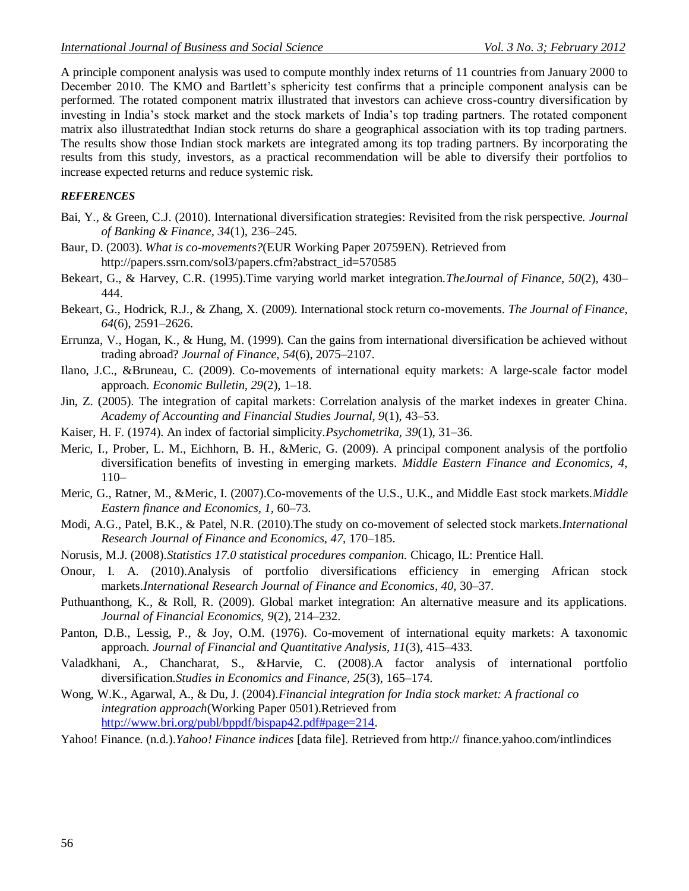A principle component analysis was used to compute monthly index returns of 11 countries from January 2000 to December 2010. The KMO and Bartlett's sphericity test confirms that a principle component analysis can be performed. The rotated component matrix illustrated that investors can achieve cross-country diversification by investing in India's stock market and the stock markets of India's top trading partners. The rotated component matrix also illustratedthat Indian stock returns do share a geographical association with its top trading partners. The results show those Indian stock markets are integrated among its top trading partners. By incorporating the results from this study, investors, as a practical recommendation will be able to diversify their portfolios to increase expected returns and reduce systemic risk.

### *REFERENCES*

Bai, Y., & Green, C.J. (2010). International diversification strategies: Revisited from the risk perspective. *Journal of Banking & Finance, 34*(1), 236–245.

Baur, D. (2003). *What is co-movements?*(EUR Working Paper 20759EN). Retrieved from http://papers.ssrn.com/sol3/papers.cfm?abstract_id=570585

Bekeart, G., & Harvey, C.R. (1995).Time varying world market integration.*TheJournal of Finance, 50*(2), 430–444.

Bekeart, G., Hodrick, R.J., & Zhang, X. (2009). International stock return co-movements. *The Journal of Finance, 64*(6), 2591–2626.

Errunza, V., Hogan, K., & Hung, M. (1999). Can the gains from international diversification be achieved without trading abroad? *Journal of Finance, 54*(6), 2075–2107.

Ilano, J.C., &Bruneau, C. (2009). Co-movements of international equity markets: A large-scale factor model approach. *Economic Bulletin, 29*(2), 1–18.

Jin, Z. (2005). The integration of capital markets: Correlation analysis of the market indexes in greater China. *Academy of Accounting and Financial Studies Journal, 9*(1), 43–53.

Kaiser, H. F. (1974). An index of factorial simplicity.*Psychometrika, 39*(1), 31–36.

Meric, I., Prober, L. M., Eichhorn, B. H., &Meric, G. (2009). A principal component analysis of the portfolio diversification benefits of investing in emerging markets. *Middle Eastern Finance and Economics, 4,* 110–

Meric, G., Ratner, M., &Meric, I. (2007).Co-movements of the U.S., U.K., and Middle East stock markets.*Middle Eastern finance and Economics, 1,* 60–73.

Modi, A.G., Patel, B.K., & Patel, N.R. (2010).The study on co-movement of selected stock markets.*International Research Journal of Finance and Economics, 47,* 170–185.

Norusis, M.J. (2008).*Statistics 17.0 statistical procedures companion.* Chicago, IL: Prentice Hall.

Onour, I. A. (2010).Analysis of portfolio diversifications efficiency in emerging African stock markets.*International Research Journal of Finance and Economics, 40,* 30–37.

Puthuanthong, K., & Roll, R. (2009). Global market integration: An alternative measure and its applications. *Journal of Financial Economics, 9*(2), 214–232.

Panton, D.B., Lessig, P., & Joy, O.M. (1976). Co-movement of international equity markets: A taxonomic approach. *Journal of Financial and Quantitative Analysis, 11*(3), 415–433.

Valadkhani, A., Chancharat, S., &Harvie, C. (2008).A factor analysis of international portfolio diversification.*Studies in Economics and Finance, 25*(3), 165–174.

Wong, W.K., Agarwal, A., & Du, J. (2004).*Financial integration for India stock market: A fractional co integration approach*(Working Paper 0501).Retrieved from http://www.bri.org/publ/bppdf/bispap42.pdf#page=214.

Yahoo! Finance. (n.d.).*Yahoo! Finance indices* [data file]. Retrieved from http:// finance.yahoo.com/intlindices